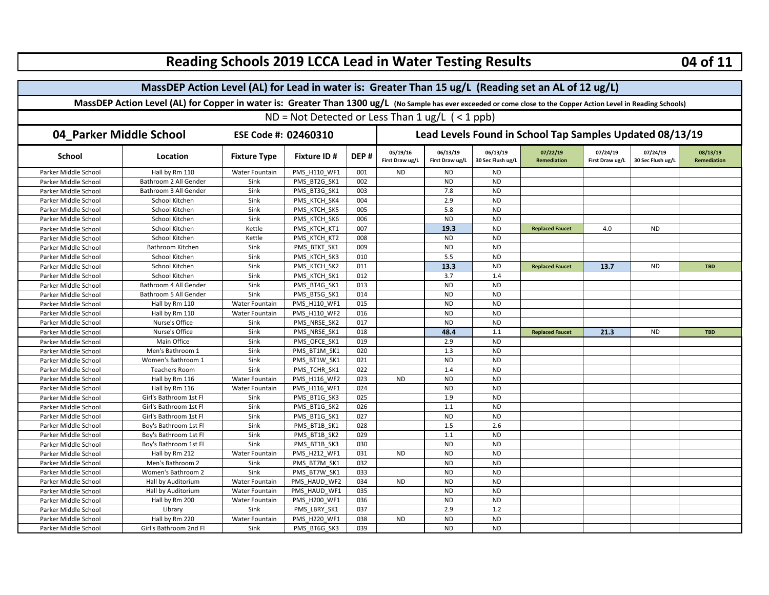# Reading Schools 2019 LCCA Lead in Water Testing Results

**MassDEP Action Level (AL) for Lead in water is: Greater Than 15 ug/L (Reading set an AL of 12 ug/L)**

**MassDEP Action Level (AL) for Copper in water is: Greater Than 1300 ug/L** (No Sample has ever exceeded or come close to the Copper Action Level in Reading Schools)

ND = Not Detected or Less Than 1 ug/L ( < 1 ppb)

## 04_Parker Middle School — ESE Code #: 02460310

**Lead Levels Found in School Tap Samples Updated 08/13/19**

| School | Location | Fixture Type | Fixture ID # | DEP # | 05/19/16 First Draw ug/L | 06/13/19 First Draw ug/L | 06/13/19 30 Sec Flush ug/L | 07/22/19 Remediation | 07/24/19 First Draw ug/L | 07/24/19 30 Sec Flush ug/L | 08/13/19 Remediation |
|---|---|---|---|---|---|---|---|---|---|---|---|
| Parker Middle School | Hall by Rm 110 | Water Fountain | PMS_H110_WF1 | 001 | ND | ND | ND | | | | |
| Parker Middle School | Bathroom 2 All Gender | Sink | PMS_BT2G_SK1 | 002 | | ND | ND | | | | |
| Parker Middle School | Bathroom 3 All Gender | Sink | PMS_BT3G_SK1 | 003 | | 7.8 | ND | | | | |
| Parker Middle School | School Kitchen | Sink | PMS_KTCH_SK4 | 004 | | 2.9 | ND | | | | |
| Parker Middle School | School Kitchen | Sink | PMS_KTCH_SK5 | 005 | | 5.8 | ND | | | | |
| Parker Middle School | School Kitchen | Sink | PMS_KTCH_SK6 | 006 | | ND | ND | | | | |
| Parker Middle School | School Kitchen | Kettle | PMS_KTCH_KT1 | 007 | | **19.3** | ND | **Replaced Faucet** | 4.0 | ND | |
| Parker Middle School | School Kitchen | Kettle | PMS_KTCH_KT2 | 008 | | ND | ND | | | | |
| Parker Middle School | Bathroom Kitchen | Sink | PMS_BTKT_SK1 | 009 | | ND | ND | | | | |
| Parker Middle School | School Kitchen | Sink | PMS_KTCH_SK3 | 010 | | 5.5 | ND | | | | |
| Parker Middle School | School Kitchen | Sink | PMS_KTCH_SK2 | 011 | | **13.3** | ND | **Replaced Faucet** | **13.7** | ND | **TBD** |
| Parker Middle School | School Kitchen | Sink | PMS_KTCH_SK1 | 012 | | 3.7 | 1.4 | | | | |
| Parker Middle School | Bathroom 4 All Gender | Sink | PMS_BT4G_SK1 | 013 | | ND | ND | | | | |
| Parker Middle School | Bathroom 5 All Gender | Sink | PMS_BT5G_SK1 | 014 | | ND | ND | | | | |
| Parker Middle School | Hall by Rm 110 | Water Fountain | PMS_H110_WF1 | 015 | | ND | ND | | | | |
| Parker Middle School | Hall by Rm 110 | Water Fountain | PMS_H110_WF2 | 016 | | ND | ND | | | | |
| Parker Middle School | Nurse's Office | Sink | PMS_NRSE_SK2 | 017 | | ND | ND | | | | |
| Parker Middle School | Nurse's Office | Sink | PMS_NRSE_SK1 | 018 | | **48.4** | 1.1 | **Replaced Faucet** | **21.3** | ND | **TBD** |
| Parker Middle School | Main Office | Sink | PMS_OFCE_SK1 | 019 | | 2.9 | ND | | | | |
| Parker Middle School | Men's Bathroom 1 | Sink | PMS_BT1M_SK1 | 020 | | 1.3 | ND | | | | |
| Parker Middle School | Women's Bathroom 1 | Sink | PMS_BT1W_SK1 | 021 | | ND | ND | | | | |
| Parker Middle School | Teachers Room | Sink | PMS_TCHR_SK1 | 022 | | 1.4 | ND | | | | |
| Parker Middle School | Hall by Rm 116 | Water Fountain | PMS_H116_WF2 | 023 | ND | ND | ND | | | | |
| Parker Middle School | Hall by Rm 116 | Water Fountain | PMS_H116_WF1 | 024 | | ND | ND | | | | |
| Parker Middle School | Girl's Bathroom 1st Fl | Sink | PMS_BT1G_SK3 | 025 | | 1.9 | ND | | | | |
| Parker Middle School | Girl's Bathroom 1st Fl | Sink | PMS_BT1G_SK2 | 026 | | 1.1 | ND | | | | |
| Parker Middle School | Girl's Bathroom 1st Fl | Sink | PMS_BT1G_SK1 | 027 | | ND | ND | | | | |
| Parker Middle School | Boy's Bathroom 1st Fl | Sink | PMS_BT1B_SK1 | 028 | | 1.5 | 2.6 | | | | |
| Parker Middle School | Boy's Bathroom 1st Fl | Sink | PMS_BT1B_SK2 | 029 | | 1.1 | ND | | | | |
| Parker Middle School | Boy's Bathroom 1st Fl | Sink | PMS_BT1B_SK3 | 030 | | ND | ND | | | | |
| Parker Middle School | Hall by Rm 212 | Water Fountain | PMS_H212_WF1 | 031 | ND | ND | ND | | | | |
| Parker Middle School | Men's Bathroom 2 | Sink | PMS_BT7M_SK1 | 032 | | ND | ND | | | | |
| Parker Middle School | Women's Bathroom 2 | Sink | PMS_BT7W_SK1 | 033 | | ND | ND | | | | |
| Parker Middle School | Hall by Auditorium | Water Fountain | PMS_HAUD_WF2 | 034 | ND | ND | ND | | | | |
| Parker Middle School | Hall by Auditorium | Water Fountain | PMS_HAUD_WF1 | 035 | | ND | ND | | | | |
| Parker Middle School | Hall by Rm 200 | Water Fountain | PMS_H200_WF1 | 036 | | ND | ND | | | | |
| Parker Middle School | Library | Sink | PMS_LBRY_SK1 | 037 | | 2.9 | 1.2 | | | | |
| Parker Middle School | Hall by Rm 220 | Water Fountain | PMS_H220_WF1 | 038 | ND | ND | ND | | | | |
| Parker Middle School | Girl's Bathroom 2nd Fl | Sink | PMS_BT6G_SK3 | 039 | | ND | ND | | | | |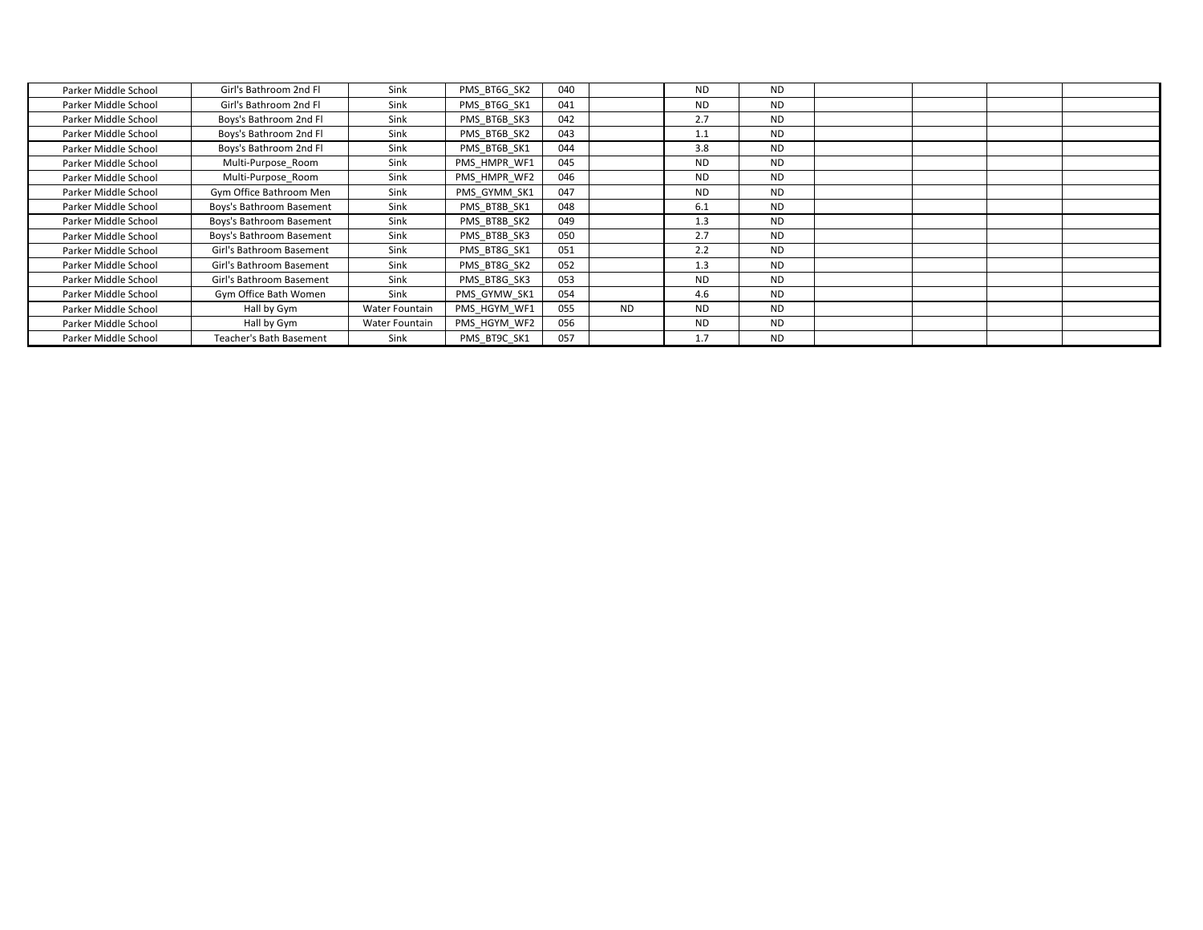| | | | | | | | | | | | |
|---|---|---|---|---|---|---|---|---|---|---|---|
| Parker Middle School | Girl's Bathroom 2nd Fl | Sink | PMS_BT6G_SK2 | 040 | | ND | ND | | | | |
| Parker Middle School | Girl's Bathroom 2nd Fl | Sink | PMS_BT6G_SK1 | 041 | | ND | ND | | | | |
| Parker Middle School | Boys's Bathroom 2nd Fl | Sink | PMS_BT6B_SK3 | 042 | | 2.7 | ND | | | | |
| Parker Middle School | Boys's Bathroom 2nd Fl | Sink | PMS_BT6B_SK2 | 043 | | 1.1 | ND | | | | |
| Parker Middle School | Boys's Bathroom 2nd Fl | Sink | PMS_BT6B_SK1 | 044 | | 3.8 | ND | | | | |
| Parker Middle School | Multi-Purpose_Room | Sink | PMS_HMPR_WF1 | 045 | | ND | ND | | | | |
| Parker Middle School | Multi-Purpose_Room | Sink | PMS_HMPR_WF2 | 046 | | ND | ND | | | | |
| Parker Middle School | Gym Office Bathroom Men | Sink | PMS_GYMM_SK1 | 047 | | ND | ND | | | | |
| Parker Middle School | Boys's Bathroom Basement | Sink | PMS_BT8B_SK1 | 048 | | 6.1 | ND | | | | |
| Parker Middle School | Boys's Bathroom Basement | Sink | PMS_BT8B_SK2 | 049 | | 1.3 | ND | | | | |
| Parker Middle School | Boys's Bathroom Basement | Sink | PMS_BT8B_SK3 | 050 | | 2.7 | ND | | | | |
| Parker Middle School | Girl's Bathroom Basement | Sink | PMS_BT8G_SK1 | 051 | | 2.2 | ND | | | | |
| Parker Middle School | Girl's Bathroom Basement | Sink | PMS_BT8G_SK2 | 052 | | 1.3 | ND | | | | |
| Parker Middle School | Girl's Bathroom Basement | Sink | PMS_BT8G_SK3 | 053 | | ND | ND | | | | |
| Parker Middle School | Gym Office Bath Women | Sink | PMS_GYMW_SK1 | 054 | | 4.6 | ND | | | | |
| Parker Middle School | Hall by Gym | Water Fountain | PMS_HGYM_WF1 | 055 | ND | ND | ND | | | | |
| Parker Middle School | Hall by Gym | Water Fountain | PMS_HGYM_WF2 | 056 | | ND | ND | | | | |
| Parker Middle School | Teacher's Bath Basement | Sink | PMS_BT9C_SK1 | 057 | | 1.7 | ND | | | | |